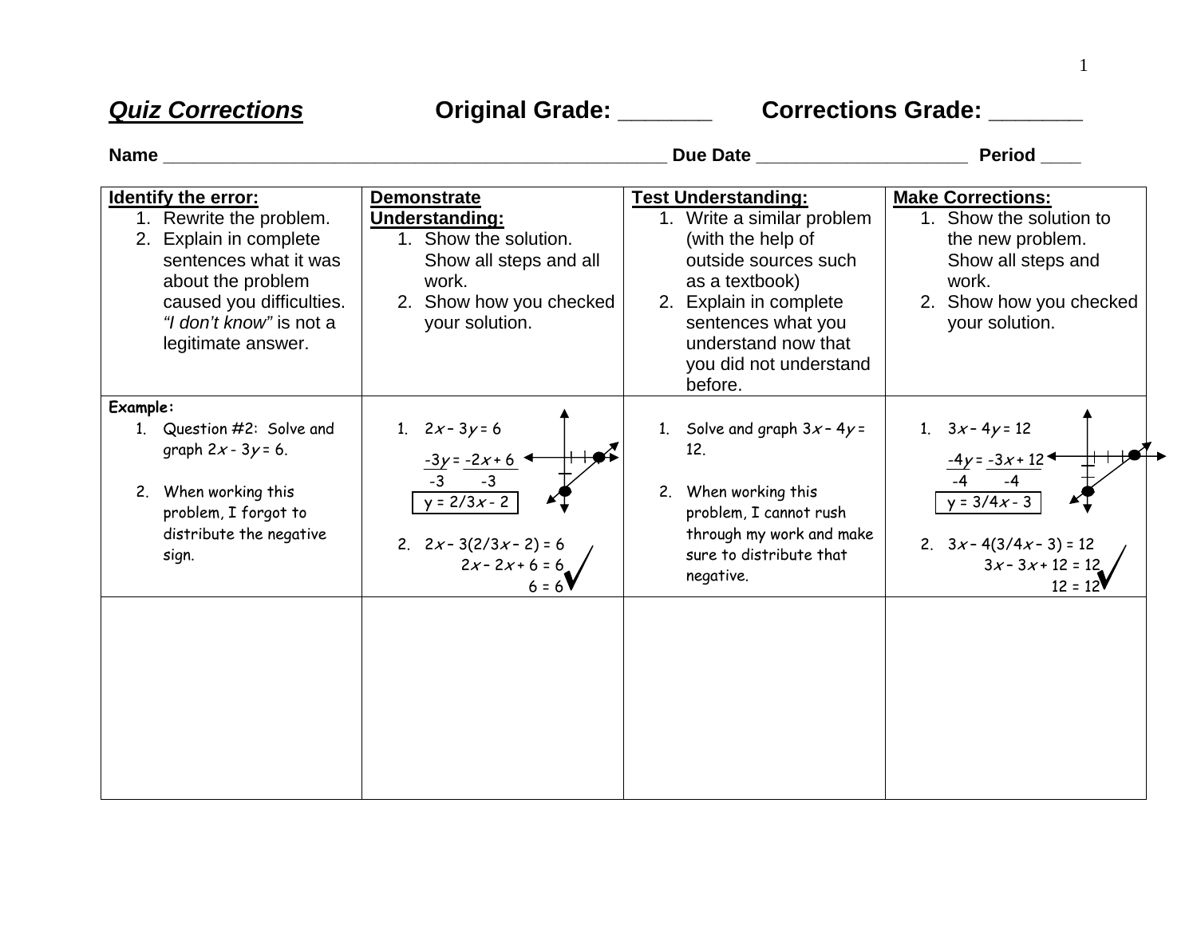***Quiz Corrections*** **Original Grade: _______** **Corrections Grade: _______**

**Name _________________________________________________ Due Date ____________________ Period ____**

| **Identify the error:** 1. Rewrite the problem. 2. Explain in complete sentences what it was about the problem caused you difficulties. *"I don't know"* is not a legitimate answer. | **Demonstrate Understanding:** 1. Show the solution. Show all steps and all work. 2. Show how you checked your solution. | **Test Understanding:** 1. Write a similar problem (with the help of outside sources such as a textbook) 2. Explain in complete sentences what you understand now that you did not understand before. | **Make Corrections:** 1. Show the solution to the new problem. Show all steps and work. 2. Show how you checked your solution. |
|---|---|---|---|
| **Example:** 1. Question #2: Solve and graph $2x - 3y = 6$. 2. When working this problem, I forgot to distribute the negative sign. | 1. $2x - 3y = 6$ <br> $\frac{-3y}{-3} = \frac{-2x + 6}{-3}$ <br> $y = 2/3x - 2$ <br> 2. $2x - 3(2/3x - 2) = 6$ <br> $2x - 2x + 6 = 6$ <br> $6 = 6$ ✓ | 1. Solve and graph $3x - 4y = 12$. 2. When working this problem, I cannot rush through my work and make sure to distribute that negative. | 1. $3x - 4y = 12$ <br> $\frac{-4y}{-4} = \frac{-3x + 12}{-4}$ <br> $y = 3/4x - 3$ <br> 2. $3x - 4(3/4x - 3) = 12$ <br> $3x - 3x + 12 = 12$ <br> $12 = 12$ ✓ |
| | | | |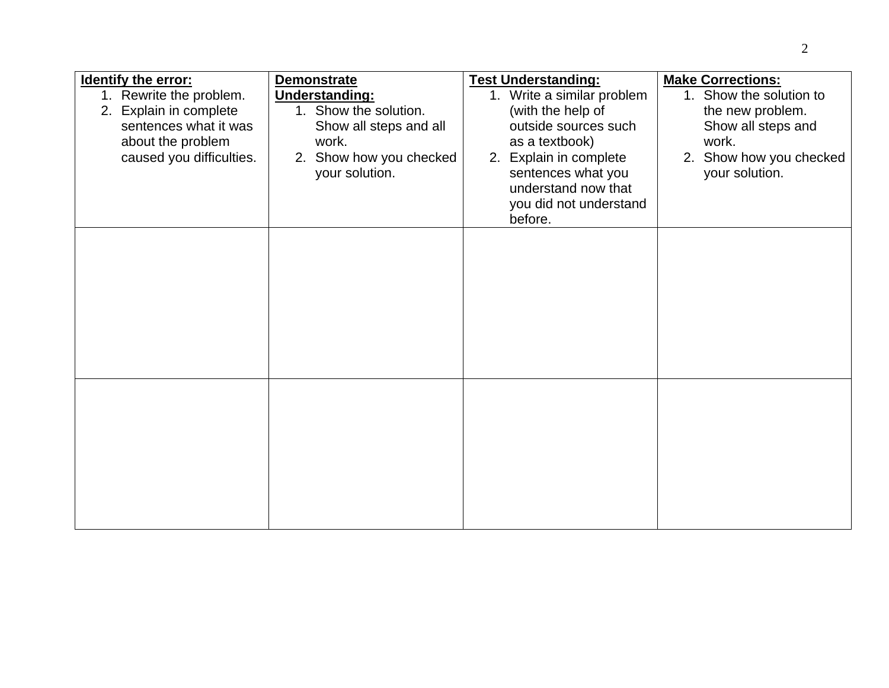| **Identify the error:**<br>1. Rewrite the problem.<br>2. Explain in complete sentences what it was about the problem caused you difficulties. | **Demonstrate Understanding:**<br>1. Show the solution. Show all steps and all work.<br>2. Show how you checked your solution. | **Test Understanding:**<br>1. Write a similar problem (with the help of outside sources such as a textbook)<br>2. Explain in complete sentences what you understand now that you did not understand before. | **Make Corrections:**<br>1. Show the solution to the new problem. Show all steps and work.<br>2. Show how you checked your solution. |
|---|---|---|---|
| | | | |
| | | | |